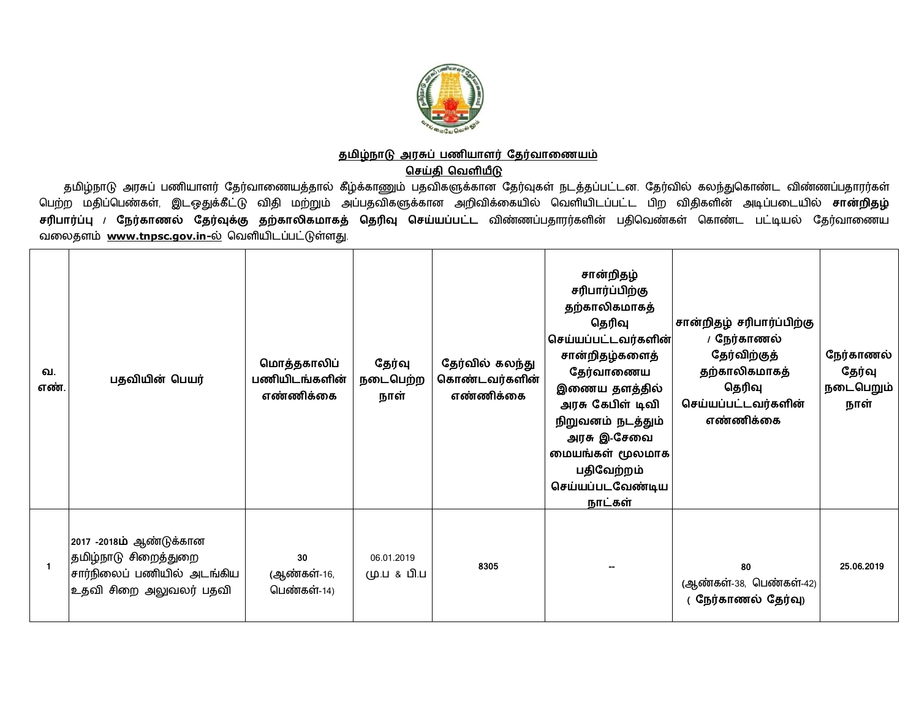## தமிழ்நாடு அரசுப் பணியாளர் தேர்வாணையம்

## செய்தி வெளியீடு

தமிழ்நாடு அரசுப் பணியாளர் தேர்வாணையத்தால் கீழ்க்காணும் பதவிகளுக்கான தேர்வுகள் நடத்தப்பட்டன. தேர்வில் கலந்துகொண்ட விண்ணப்பதாரர்கள் பெற்ற மதிப்பெண்கள், இடஒதுக்கீட்டு விதி மற்றும் அப்பதவிகளுக்கான அறிவிக்கையில் வெளியிடப்பட்ட பிற விதிகளின் அடிப்படையில் **சான்றிதழ் சரிபார்ப்பு / நேர்காணல் தேர்வுக்கு தற்காலிகமாகத் தெரிவு செய்யப்பட்ட** விண்ணப்பதாரர்களின் பதிவெண்கள் கொண்ட பட்டியல் தேர்வாணைய வலைதளம் **www.tnpsc.gov.in-ல்** வெளியிடப்பட்டுள்ளது.

| வ. எண். | பதவியின் பெயர் | மொத்தகாலிப் பணியிடங்களின் எண்ணிக்கை | தேர்வு நடைபெற்ற நாள் | தேர்வில் கலந்து கொண்டவர்களின் எண்ணிக்கை | சான்றிதழ் சரிபார்ப்பிற்கு தற்காலிகமாகத் தெரிவு செய்யப்பட்டவர்களின் சான்றிதழ்களைத் தேர்வாணைய இணைய தளத்தில் அரசு கேபிள் டிவி நிறுவனம் நடத்தும் அரசு இ-சேவை மையங்கள் மூலமாக பதிவேற்றம் செய்யப்படவேண்டிய நாட்கள் | சான்றிதழ் சரிபார்ப்பிற்கு / நேர்காணல் தேர்விற்குத் தற்காலிகமாகத் தெரிவு செய்யப்பட்டவர்களின் எண்ணிக்கை | நேர்காணல் தேர்வு நடைபெறும் நாள் |
|---|---|---|---|---|---|---|---|
| 1 | 2017 -2018ம் ஆண்டுக்கான தமிழ்நாடு சிறைத்துறை சார்நிலைப் பணியில் அடங்கிய உதவி சிறை அலுவலர் பதவி | 30 (ஆண்கள்-16, பெண்கள்-14) | 06.01.2019 மு.ப & பி.ப | 8305 | -- | 80 (ஆண்கள்-38, பெண்கள்-42) ( நேர்காணல் தேர்வு) | 25.06.2019 |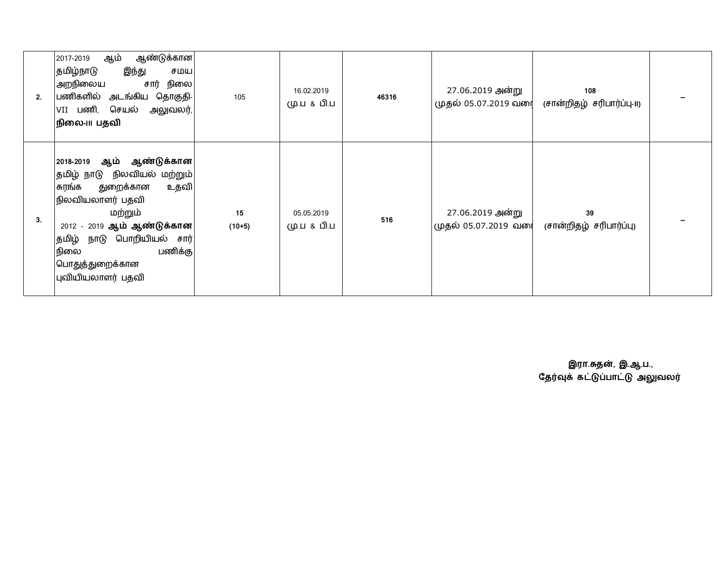| | | | | | | | |
|---|---|---|---|---|---|---|---|
| 2. | 2017-2019 ஆம் ஆண்டுக்கான தமிழ்நாடு இந்து சமய அறநிலைய சார் நிலை பணிகளில் அடங்கிய தொகுதி-VII பணி, செயல் அலுவலர், **நிலை-III பதவி** | 105 | 16.02.2019 மு.ப & பி.ப | **46316** | 27.06.2019 அன்று முதல் 05.07.2019 வரை | **108** (சான்றிதழ் சரிபார்ப்பு-II) | – |
| 3. | **2018-2019 ஆம் ஆண்டுக்கான** தமிழ் நாடு நிலவியல் மற்றும் சுரங்க துறைக்கான உதவி நிலவியலாளர் பதவி மற்றும் 2012 - 2019 **ஆம் ஆண்டுக்கான** தமிழ் நாடு பொறியியல் சார் நிலை பணிக்கு பொதுத்துறைக்கான புவியியலாளர் பதவி | **15 (10+5)** | 05.05.2019 மு.ப & பி.ப | **516** | 27.06.2019 அன்று முதல் 05.07.2019 வரை | **39** (சான்றிதழ் சரிபார்ப்பு) | – |

**இரா.சுதன், இ.ஆ.ப.,**
**தேர்வுக் கட்டுப்பாட்டு அலுவலர்**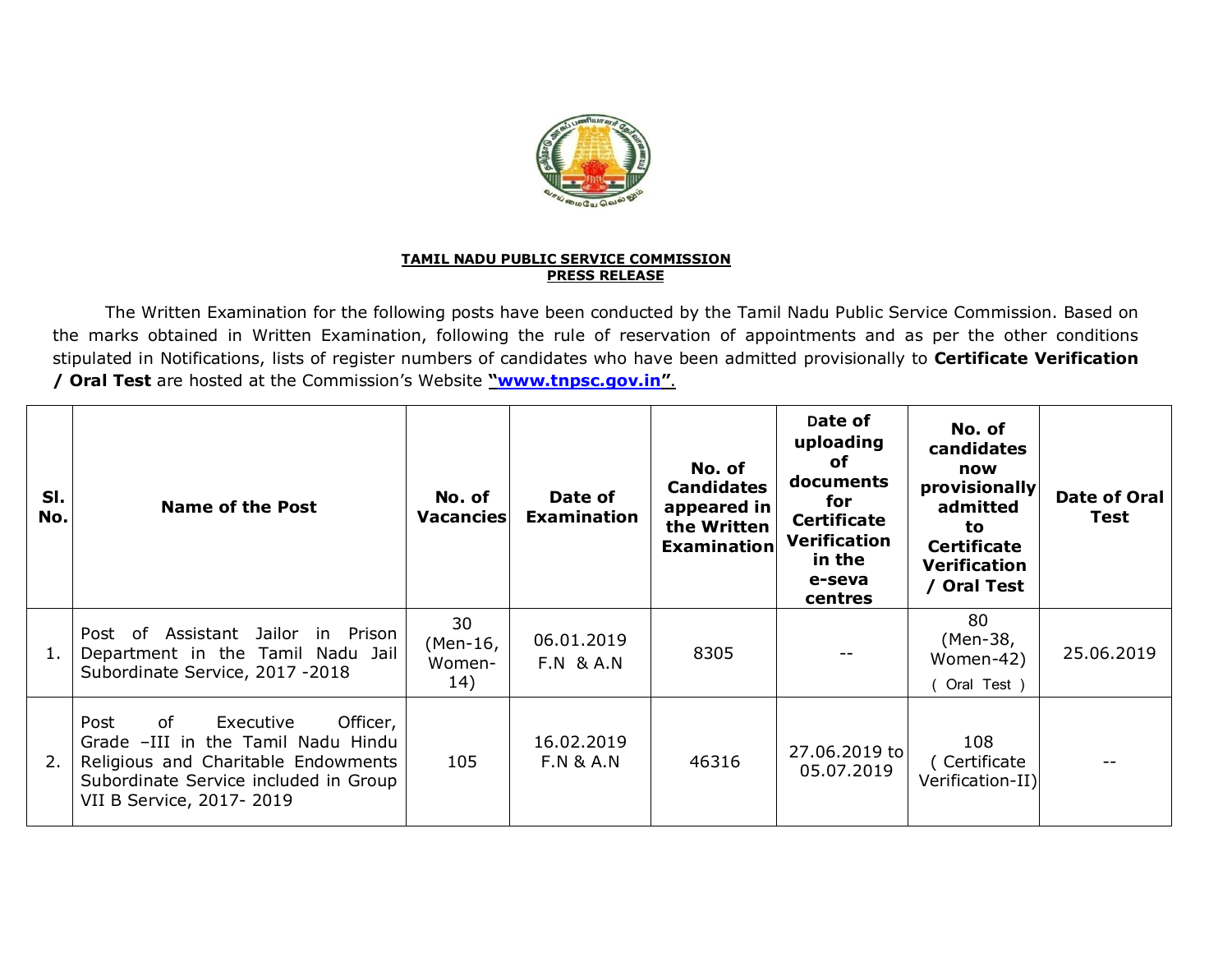**TAMIL NADU PUBLIC SERVICE COMMISSION**
**PRESS RELEASE**

The Written Examination for the following posts have been conducted by the Tamil Nadu Public Service Commission. Based on the marks obtained in Written Examination, following the rule of reservation of appointments and as per the other conditions stipulated in Notifications, lists of register numbers of candidates who have been admitted provisionally to **Certificate Verification / Oral Test** are hosted at the Commission's Website **"www.tnpsc.gov.in"**.

| Sl. No. | Name of the Post | No. of Vacancies | Date of Examination | No. of Candidates appeared in the Written Examination | Date of uploading of documents for Certificate Verification in the e-seva centres | No. of candidates now provisionally admitted to Certificate Verification / Oral Test | Date of Oral Test |
|---|---|---|---|---|---|---|---|
| 1. | Post of Assistant Jailor in Prison Department in the Tamil Nadu Jail Subordinate Service, 2017 -2018 | 30 (Men-16, Women-14) | 06.01.2019 F.N & A.N | 8305 | -- | 80 (Men-38, Women-42) ( Oral Test ) | 25.06.2019 |
| 2. | Post of Executive Officer, Grade –III in the Tamil Nadu Hindu Religious and Charitable Endowments Subordinate Service included in Group VII B Service, 2017- 2019 | 105 | 16.02.2019 F.N & A.N | 46316 | 27.06.2019 to 05.07.2019 | 108 ( Certificate Verification-II) | -- |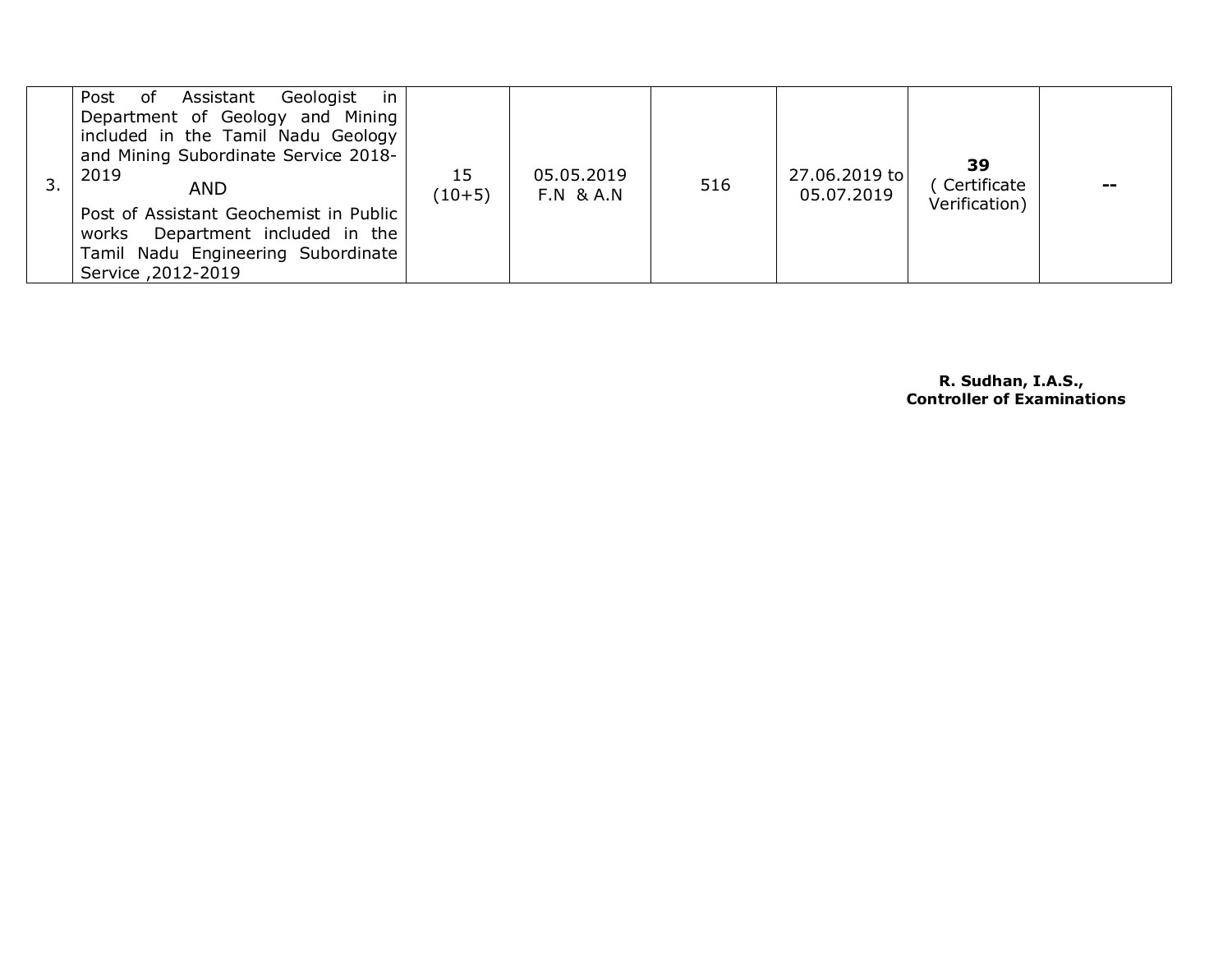| | | | | | | | |
|---|---|---|---|---|---|---|---|
| 3. | Post of Assistant Geologist in Department of Geology and Mining included in the Tamil Nadu Geology and Mining Subordinate Service 2018-2019<br>AND<br>Post of Assistant Geochemist in Public works Department included in the Tamil Nadu Engineering Subordinate Service ,2012-2019 | 15<br>(10+5) | 05.05.2019<br>F.N & A.N | 516 | 27.06.2019 to 05.07.2019 | **39**<br>( Certificate Verification) | -- |

**R. Sudhan, I.A.S.,**
**Controller of Examinations**